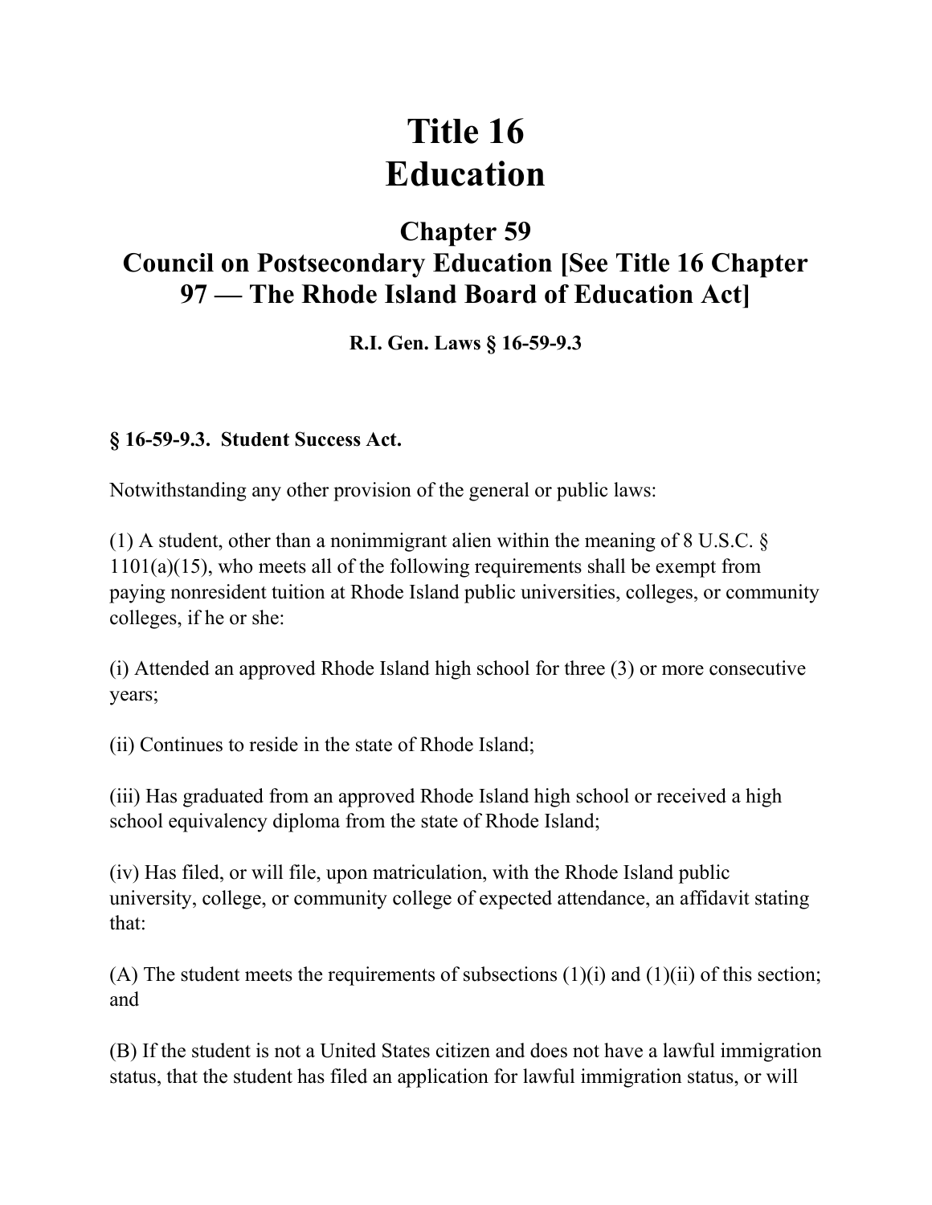# Title 16
# Education

## Chapter 59
## Council on Postsecondary Education [See Title 16 Chapter 97 — The Rhode Island Board of Education Act]

**R.I. Gen. Laws § 16-59-9.3**

**§ 16-59-9.3. Student Success Act.**

Notwithstanding any other provision of the general or public laws:

(1) A student, other than a nonimmigrant alien within the meaning of 8 U.S.C. § 1101(a)(15), who meets all of the following requirements shall be exempt from paying nonresident tuition at Rhode Island public universities, colleges, or community colleges, if he or she:

(i) Attended an approved Rhode Island high school for three (3) or more consecutive years;

(ii) Continues to reside in the state of Rhode Island;

(iii) Has graduated from an approved Rhode Island high school or received a high school equivalency diploma from the state of Rhode Island;

(iv) Has filed, or will file, upon matriculation, with the Rhode Island public university, college, or community college of expected attendance, an affidavit stating that:

(A) The student meets the requirements of subsections (1)(i) and (1)(ii) of this section; and

(B) If the student is not a United States citizen and does not have a lawful immigration status, that the student has filed an application for lawful immigration status, or will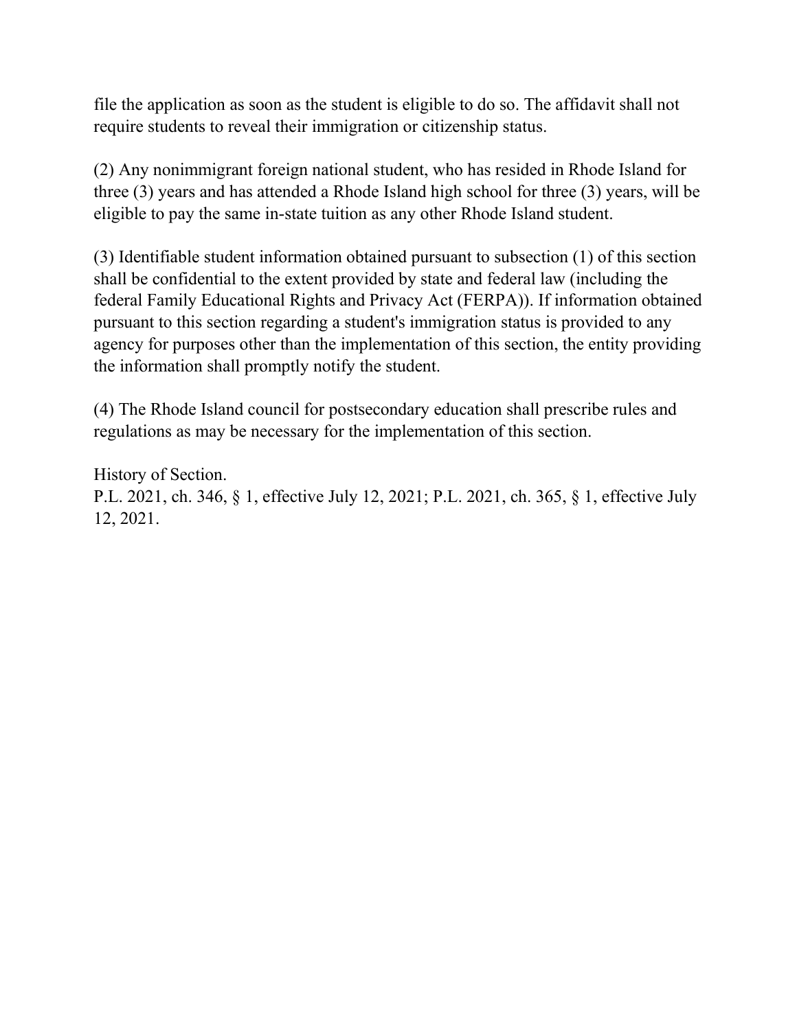file the application as soon as the student is eligible to do so. The affidavit shall not require students to reveal their immigration or citizenship status.

(2) Any nonimmigrant foreign national student, who has resided in Rhode Island for three (3) years and has attended a Rhode Island high school for three (3) years, will be eligible to pay the same in-state tuition as any other Rhode Island student.

(3) Identifiable student information obtained pursuant to subsection (1) of this section shall be confidential to the extent provided by state and federal law (including the federal Family Educational Rights and Privacy Act (FERPA)). If information obtained pursuant to this section regarding a student's immigration status is provided to any agency for purposes other than the implementation of this section, the entity providing the information shall promptly notify the student.

(4) The Rhode Island council for postsecondary education shall prescribe rules and regulations as may be necessary for the implementation of this section.

History of Section.
P.L. 2021, ch. 346, § 1, effective July 12, 2021; P.L. 2021, ch. 365, § 1, effective July 12, 2021.